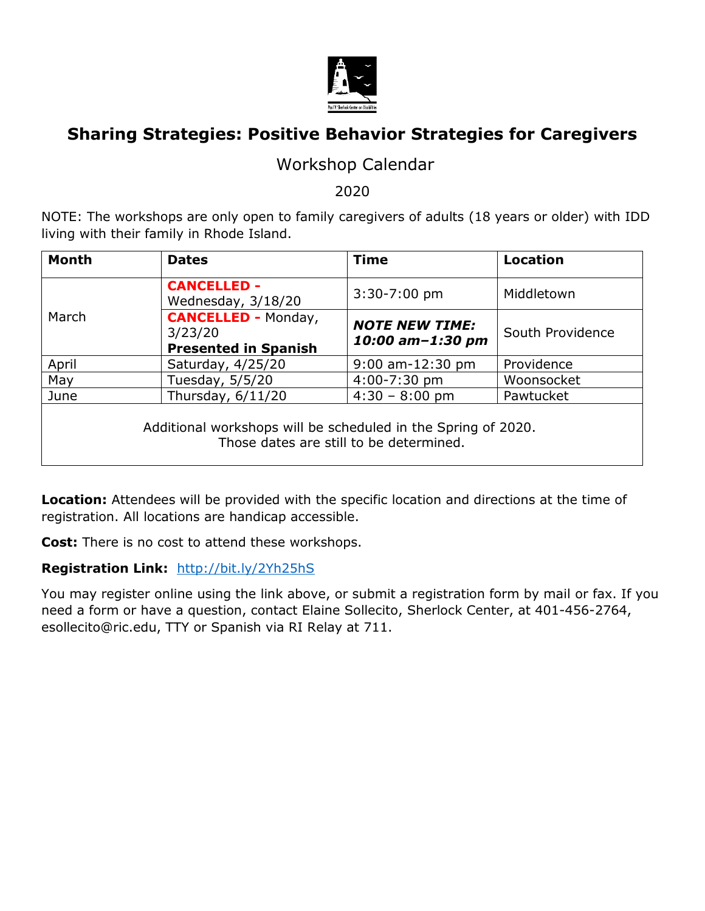# Sharing Strategies: Positive Behavior Strategies for Caregivers

## Workshop Calendar

2020

NOTE: The workshops are only open to family caregivers of adults (18 years or older) with IDD living with their family in Rhode Island.

| Month | Dates | Time | Location |
|---|---|---|---|
| March | **CANCELLED -** Wednesday, 3/18/20 | 3:30-7:00 pm | Middletown |
| | **CANCELLED -** Monday, 3/23/20 **Presented in Spanish** | ***NOTE NEW TIME: 10:00 am–1:30 pm*** | South Providence |
| April | Saturday, 4/25/20 | 9:00 am-12:30 pm | Providence |
| May | Tuesday, 5/5/20 | 4:00-7:30 pm | Woonsocket |
| June | Thursday, 6/11/20 | 4:30 – 8:00 pm | Pawtucket |
| Additional workshops will be scheduled in the Spring of 2020. Those dates are still to be determined. | | | |

**Location:** Attendees will be provided with the specific location and directions at the time of registration. All locations are handicap accessible.

**Cost:** There is no cost to attend these workshops.

**Registration Link:** http://bit.ly/2Yh25hS

You may register online using the link above, or submit a registration form by mail or fax. If you need a form or have a question, contact Elaine Sollecito, Sherlock Center, at 401-456-2764, esollecito@ric.edu, TTY or Spanish via RI Relay at 711.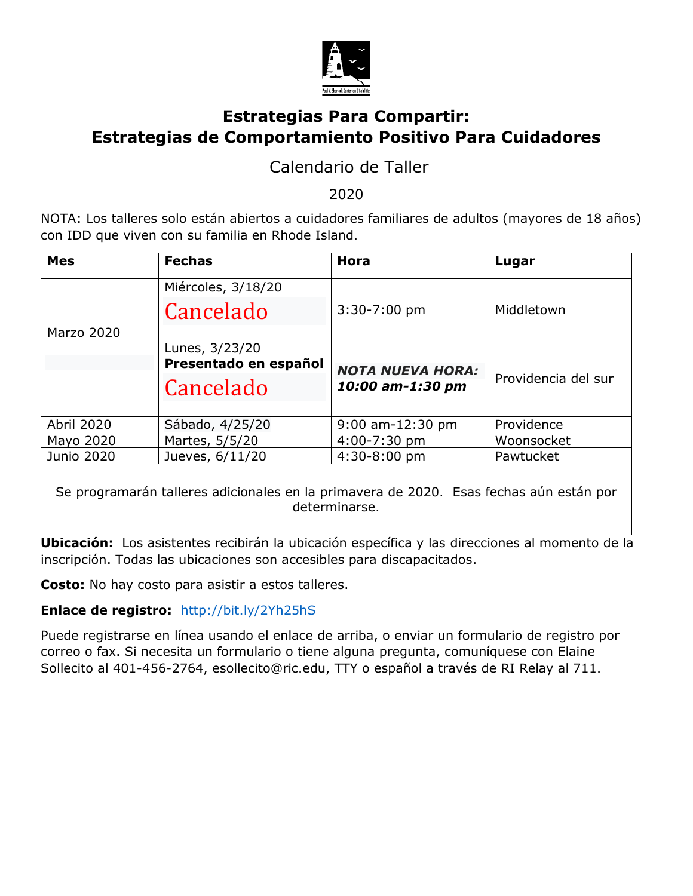# Estrategias Para Compartir:
# Estrategias de Comportamiento Positivo Para Cuidadores

## Calendario de Taller

2020

NOTA: Los talleres solo están abiertos a cuidadores familiares de adultos (mayores de 18 años) con IDD que viven con su familia en Rhode Island.

| Mes | Fechas | Hora | Lugar |
|---|---|---|---|
| Marzo 2020 | Miércoles, 3/18/20 Cancelado | 3:30-7:00 pm | Middletown |
| | Lunes, 3/23/20 **Presentado en español** Cancelado | ***NOTA NUEVA HORA: 10:00 am-1:30 pm*** | Providencia del sur |
| Abril 2020 | Sábado, 4/25/20 | 9:00 am-12:30 pm | Providence |
| Mayo 2020 | Martes, 5/5/20 | 4:00-7:30 pm | Woonsocket |
| Junio 2020 | Jueves, 6/11/20 | 4:30-8:00 pm | Pawtucket |
| Se programarán talleres adicionales en la primavera de 2020. Esas fechas aún están por determinarse. | | | |

**Ubicación:** Los asistentes recibirán la ubicación específica y las direcciones al momento de la inscripción. Todas las ubicaciones son accesibles para discapacitados.

**Costo:** No hay costo para asistir a estos talleres.

**Enlace de registro:** http://bit.ly/2Yh25hS

Puede registrarse en línea usando el enlace de arriba, o enviar un formulario de registro por correo o fax. Si necesita un formulario o tiene alguna pregunta, comuníquese con Elaine Sollecito al 401-456-2764, esollecito@ric.edu, TTY o español a través de RI Relay al 711.